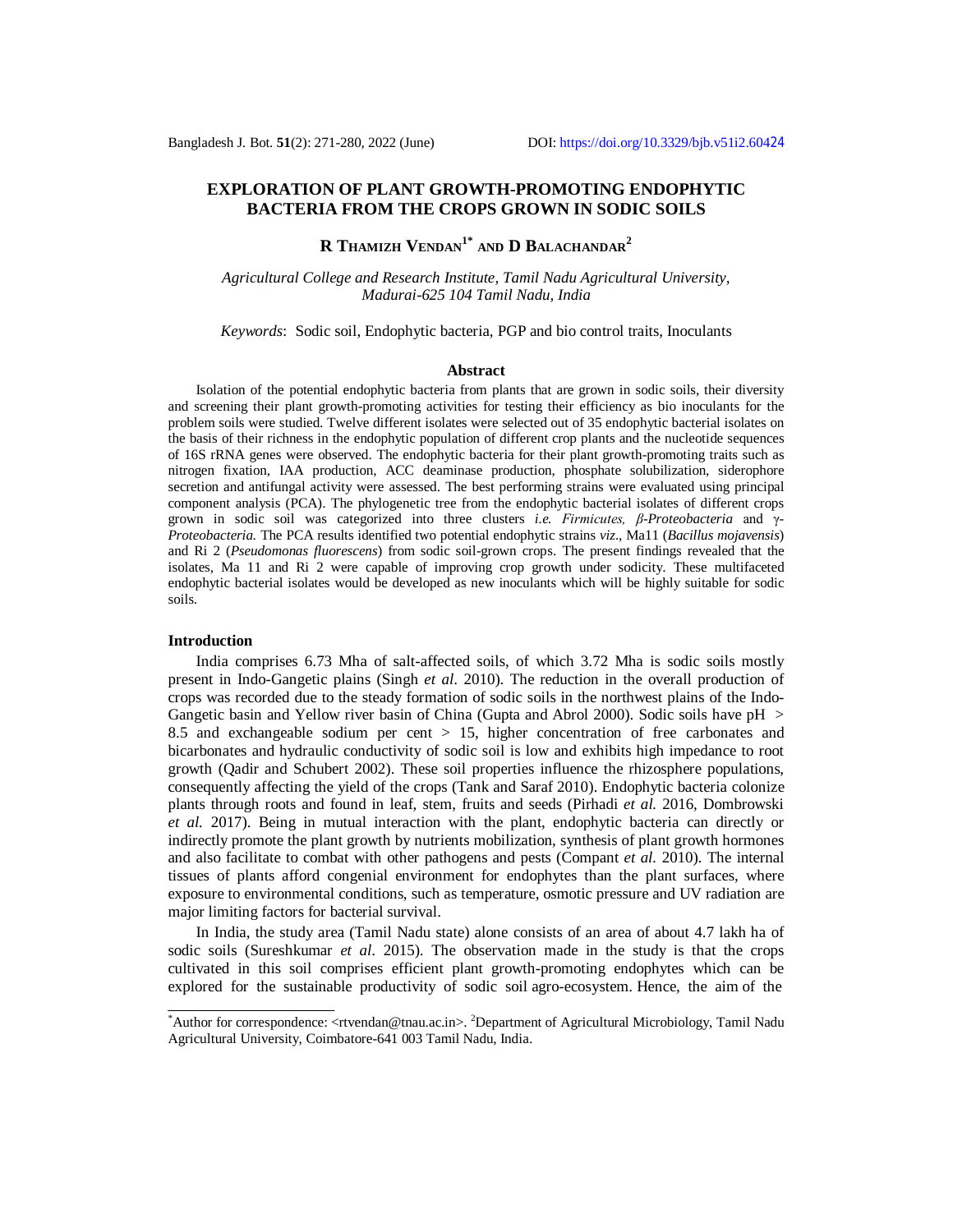# EXPLORATION OF PLANT GROWTH-PROMOTING ENDOPHYTIC BACTERIA FROM THE CROPS GROWN IN SODIC SOILS

**R Thamizh Vendan[1*] and D Balachandar[2]**

*Agricultural College and Research Institute, Tamil Nadu Agricultural University, Madurai-625 104 Tamil Nadu, India*

*Keywords*: Sodic soil, Endophytic bacteria, PGP and bio control traits, Inoculants

## Abstract

Isolation of the potential endophytic bacteria from plants that are grown in sodic soils, their diversity and screening their plant growth-promoting activities for testing their efficiency as bio inoculants for the problem soils were studied. Twelve different isolates were selected out of 35 endophytic bacterial isolates on the basis of their richness in the endophytic population of different crop plants and the nucleotide sequences of 16S rRNA genes were observed. The endophytic bacteria for their plant growth-promoting traits such as nitrogen fixation, IAA production, ACC deaminase production, phosphate solubilization, siderophore secretion and antifungal activity were assessed. The best performing strains were evaluated using principal component analysis (PCA). The phylogenetic tree from the endophytic bacterial isolates of different crops grown in sodic soil was categorized into three clusters *i.e. Firmicutes, β-Proteobacteria* and *γ-Proteobacteria.* The PCA results identified two potential endophytic strains *viz*., Ma11 (*Bacillus mojavensis*) and Ri 2 (*Pseudomonas fluorescens*) from sodic soil-grown crops. The present findings revealed that the isolates, Ma 11 and Ri 2 were capable of improving crop growth under sodicity. These multifaceted endophytic bacterial isolates would be developed as new inoculants which will be highly suitable for sodic soils.

## Introduction

India comprises 6.73 Mha of salt-affected soils, of which 3.72 Mha is sodic soils mostly present in Indo-Gangetic plains (Singh *et al*. 2010). The reduction in the overall production of crops was recorded due to the steady formation of sodic soils in the northwest plains of the Indo-Gangetic basin and Yellow river basin of China (Gupta and Abrol 2000). Sodic soils have pH > 8.5 and exchangeable sodium per cent > 15, higher concentration of free carbonates and bicarbonates and hydraulic conductivity of sodic soil is low and exhibits high impedance to root growth (Qadir and Schubert 2002). These soil properties influence the rhizosphere populations, consequently affecting the yield of the crops (Tank and Saraf 2010). Endophytic bacteria colonize plants through roots and found in leaf, stem, fruits and seeds (Pirhadi *et al.* 2016, Dombrowski *et al.* 2017). Being in mutual interaction with the plant, endophytic bacteria can directly or indirectly promote the plant growth by nutrients mobilization, synthesis of plant growth hormones and also facilitate to combat with other pathogens and pests (Compant *et al*. 2010). The internal tissues of plants afford congenial environment for endophytes than the plant surfaces, where exposure to environmental conditions, such as temperature, osmotic pressure and UV radiation are major limiting factors for bacterial survival.

In India, the study area (Tamil Nadu state) alone consists of an area of about 4.7 lakh ha of sodic soils (Sureshkumar *et al*. 2015). The observation made in the study is that the crops cultivated in this soil comprises efficient plant growth-promoting endophytes which can be explored for the sustainable productivity of sodic soil agro-ecosystem. Hence, the aim of the

---

[*]Author for correspondence: <rtvendan@tnau.ac.in>. [2]Department of Agricultural Microbiology, Tamil Nadu Agricultural University, Coimbatore-641 003 Tamil Nadu, India.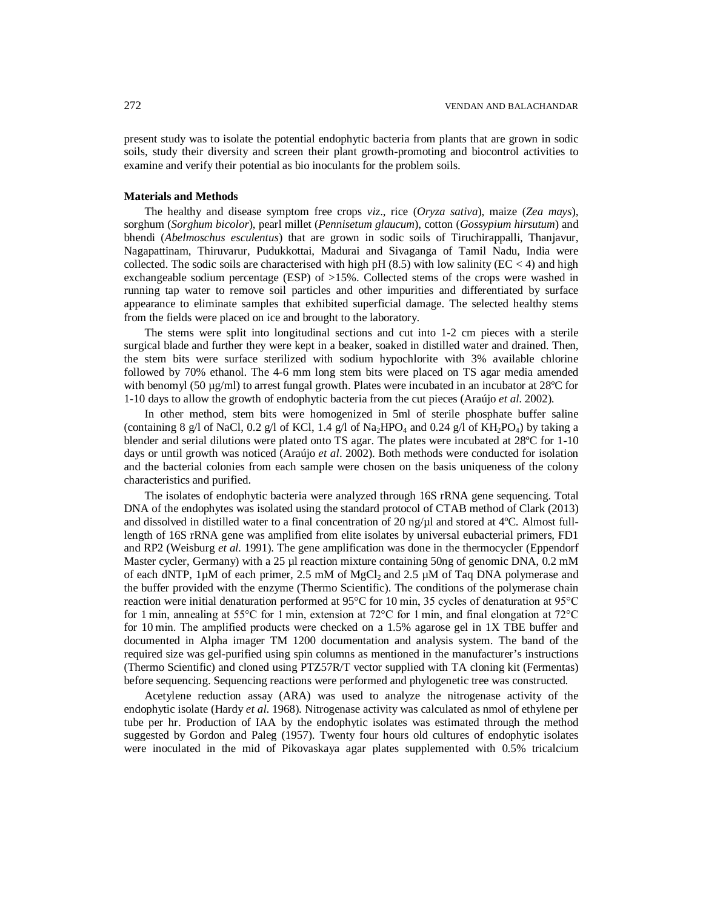present study was to isolate the potential endophytic bacteria from plants that are grown in sodic soils, study their diversity and screen their plant growth-promoting and biocontrol activities to examine and verify their potential as bio inoculants for the problem soils.

## Materials and Methods

The healthy and disease symptom free crops *viz*., rice (*Oryza sativa*), maize (*Zea mays*), sorghum (*Sorghum bicolor*), pearl millet (*Pennisetum glaucum*), cotton (*Gossypium hirsutum*) and bhendi (*Abelmoschus esculentus*) that are grown in sodic soils of Tiruchirappalli, Thanjavur, Nagapattinam, Thiruvarur, Pudukkottai, Madurai and Sivaganga of Tamil Nadu, India were collected. The sodic soils are characterised with high pH (8.5) with low salinity (EC < 4) and high exchangeable sodium percentage (ESP) of >15%. Collected stems of the crops were washed in running tap water to remove soil particles and other impurities and differentiated by surface appearance to eliminate samples that exhibited superficial damage. The selected healthy stems from the fields were placed on ice and brought to the laboratory.

The stems were split into longitudinal sections and cut into 1-2 cm pieces with a sterile surgical blade and further they were kept in a beaker, soaked in distilled water and drained. Then, the stem bits were surface sterilized with sodium hypochlorite with 3% available chlorine followed by 70% ethanol. The 4-6 mm long stem bits were placed on TS agar media amended with benomyl (50 µg/ml) to arrest fungal growth. Plates were incubated in an incubator at 28ºC for 1-10 days to allow the growth of endophytic bacteria from the cut pieces (Araújo *et al.* 2002).

In other method, stem bits were homogenized in 5ml of sterile phosphate buffer saline (containing 8 g/l of NaCl, 0.2 g/l of KCl, 1.4 g/l of $Na_2HPO_4$ and 0.24 g/l of $KH_2PO_4$) by taking a blender and serial dilutions were plated onto TS agar. The plates were incubated at 28ºC for 1-10 days or until growth was noticed (Araújo *et al*. 2002). Both methods were conducted for isolation and the bacterial colonies from each sample were chosen on the basis uniqueness of the colony characteristics and purified.

The isolates of endophytic bacteria were analyzed through 16S rRNA gene sequencing. Total DNA of the endophytes was isolated using the standard protocol of CTAB method of Clark (2013) and dissolved in distilled water to a final concentration of 20 ng/µl and stored at 4ºC. Almost full-length of 16S rRNA gene was amplified from elite isolates by universal eubacterial primers, FD1 and RP2 (Weisburg *et al.* 1991). The gene amplification was done in the thermocycler (Eppendorf Master cycler, Germany) with a 25 µl reaction mixture containing 50ng of genomic DNA, 0.2 mM of each dNTP, 1µM of each primer, 2.5 mM of $MgCl_2$ and 2.5 µM of Taq DNA polymerase and the buffer provided with the enzyme (Thermo Scientific). The conditions of the polymerase chain reaction were initial denaturation performed at 95°C for 10 min, 35 cycles of denaturation at 95°C for 1 min, annealing at 55°C for 1 min, extension at 72°C for 1 min, and final elongation at 72°C for 10 min. The amplified products were checked on a 1.5% agarose gel in 1X TBE buffer and documented in Alpha imager TM 1200 documentation and analysis system. The band of the required size was gel-purified using spin columns as mentioned in the manufacturer's instructions (Thermo Scientific) and cloned using PTZ57R/T vector supplied with TA cloning kit (Fermentas) before sequencing. Sequencing reactions were performed and phylogenetic tree was constructed.

Acetylene reduction assay (ARA) was used to analyze the nitrogenase activity of the endophytic isolate (Hardy *et al.* 1968). Nitrogenase activity was calculated as nmol of ethylene per tube per hr. Production of IAA by the endophytic isolates was estimated through the method suggested by Gordon and Paleg (1957). Twenty four hours old cultures of endophytic isolates were inoculated in the mid of Pikovaskaya agar plates supplemented with 0.5% tricalcium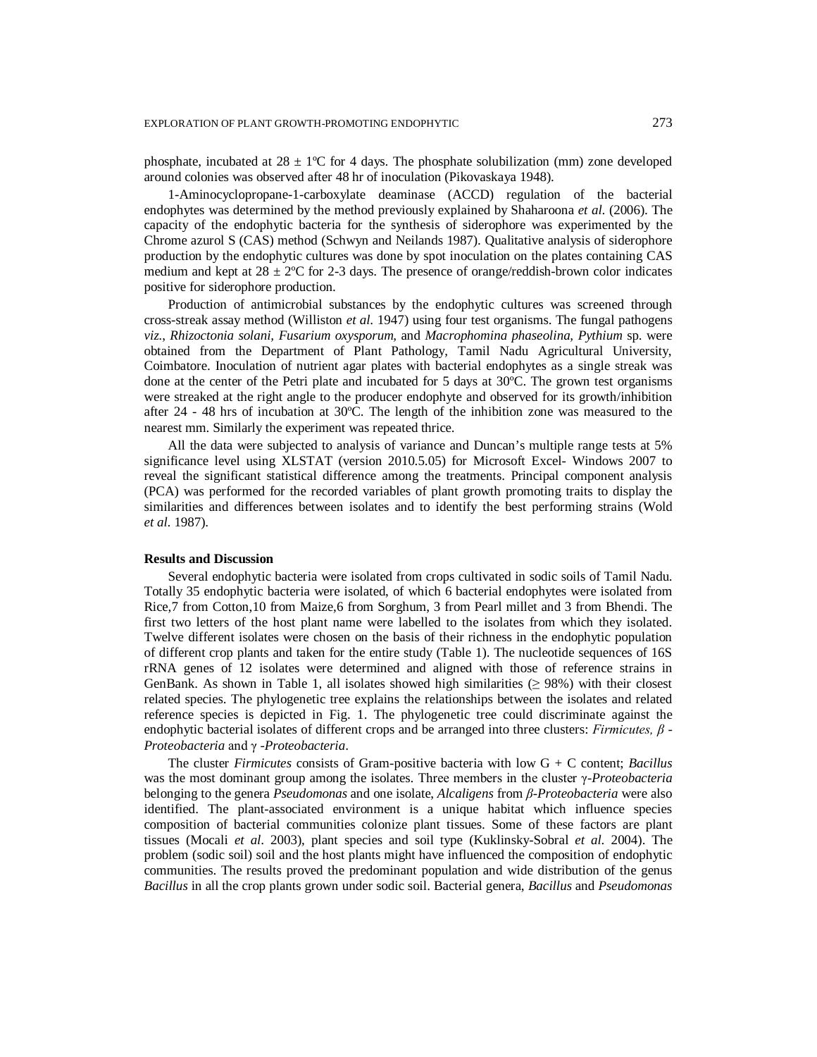phosphate, incubated at 28 ± 1ºC for 4 days. The phosphate solubilization (mm) zone developed around colonies was observed after 48 hr of inoculation (Pikovaskaya 1948).

1-Aminocyclopropane-1-carboxylate deaminase (ACCD) regulation of the bacterial endophytes was determined by the method previously explained by Shaharoona *et al.* (2006). The capacity of the endophytic bacteria for the synthesis of siderophore was experimented by the Chrome azurol S (CAS) method (Schwyn and Neilands 1987). Qualitative analysis of siderophore production by the endophytic cultures was done by spot inoculation on the plates containing CAS medium and kept at 28 ± 2ºC for 2-3 days. The presence of orange/reddish-brown color indicates positive for siderophore production.

Production of antimicrobial substances by the endophytic cultures was screened through cross-streak assay method (Williston *et al.* 1947) using four test organisms. The fungal pathogens *viz.*, *Rhizoctonia solani, Fusarium oxysporum,* and *Macrophomina phaseolina, Pythium* sp. were obtained from the Department of Plant Pathology, Tamil Nadu Agricultural University, Coimbatore. Inoculation of nutrient agar plates with bacterial endophytes as a single streak was done at the center of the Petri plate and incubated for 5 days at 30ºC. The grown test organisms were streaked at the right angle to the producer endophyte and observed for its growth/inhibition after 24 - 48 hrs of incubation at 30ºC. The length of the inhibition zone was measured to the nearest mm. Similarly the experiment was repeated thrice.

All the data were subjected to analysis of variance and Duncan's multiple range tests at 5% significance level using XLSTAT (version 2010.5.05) for Microsoft Excel- Windows 2007 to reveal the significant statistical difference among the treatments. Principal component analysis (PCA) was performed for the recorded variables of plant growth promoting traits to display the similarities and differences between isolates and to identify the best performing strains (Wold *et al.* 1987).

## Results and Discussion

Several endophytic bacteria were isolated from crops cultivated in sodic soils of Tamil Nadu. Totally 35 endophytic bacteria were isolated, of which 6 bacterial endophytes were isolated from Rice,7 from Cotton,10 from Maize,6 from Sorghum, 3 from Pearl millet and 3 from Bhendi. The first two letters of the host plant name were labelled to the isolates from which they isolated. Twelve different isolates were chosen on the basis of their richness in the endophytic population of different crop plants and taken for the entire study (Table 1). The nucleotide sequences of 16S rRNA genes of 12 isolates were determined and aligned with those of reference strains in GenBank. As shown in Table 1, all isolates showed high similarities (≥ 98%) with their closest related species. The phylogenetic tree explains the relationships between the isolates and related reference species is depicted in Fig. 1. The phylogenetic tree could discriminate against the endophytic bacterial isolates of different crops and be arranged into three clusters: *Firmicutes, β -Proteobacteria* and *γ -Proteobacteria*.

The cluster *Firmicutes* consists of Gram-positive bacteria with low G + C content; *Bacillus* was the most dominant group among the isolates. Three members in the cluster *γ-Proteobacteria* belonging to the genera *Pseudomonas* and one isolate, *Alcaligens* from *β-Proteobacteria* were also identified. The plant-associated environment is a unique habitat which influence species composition of bacterial communities colonize plant tissues. Some of these factors are plant tissues (Mocali *et al.* 2003), plant species and soil type (Kuklinsky-Sobral *et al.* 2004). The problem (sodic soil) soil and the host plants might have influenced the composition of endophytic communities. The results proved the predominant population and wide distribution of the genus *Bacillus* in all the crop plants grown under sodic soil. Bacterial genera, *Bacillus* and *Pseudomonas*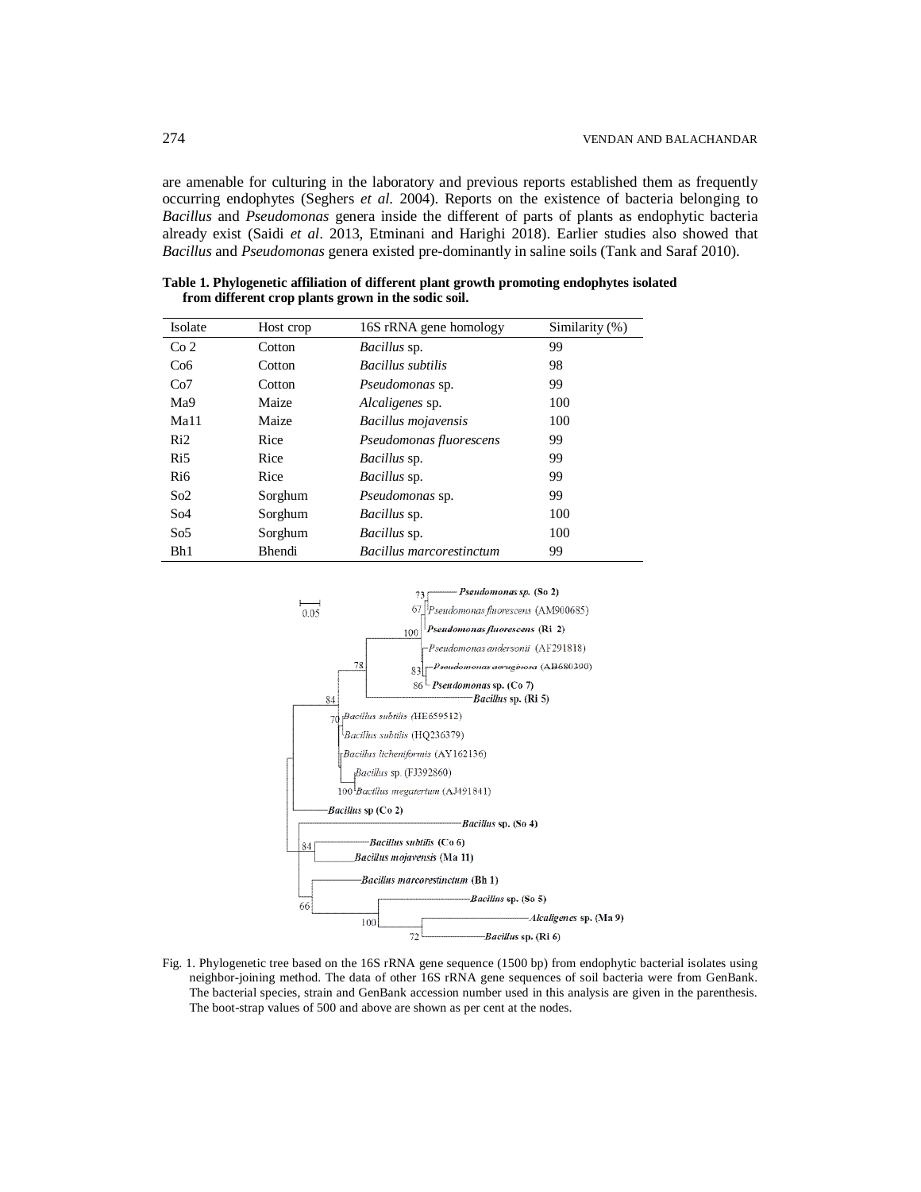are amenable for culturing in the laboratory and previous reports established them as frequently occurring endophytes (Seghers *et al*. 2004). Reports on the existence of bacteria belonging to *Bacillus* and *Pseudomonas* genera inside the different of parts of plants as endophytic bacteria already exist (Saidi *et al*. 2013, Etminani and Harighi 2018). Earlier studies also showed that *Bacillus* and *Pseudomonas* genera existed pre-dominantly in saline soils (Tank and Saraf 2010).

**Table 1. Phylogenetic affiliation of different plant growth promoting endophytes isolated from different crop plants grown in the sodic soil.**

| Isolate | Host crop | 16S rRNA gene homology | Similarity (%) |
|---|---|---|---|
| Co 2 | Cotton | *Bacillus* sp. | 99 |
| Co6 | Cotton | *Bacillus subtilis* | 98 |
| Co7 | Cotton | *Pseudomonas* sp. | 99 |
| Ma9 | Maize | *Alcaligenes* sp. | 100 |
| Ma11 | Maize | *Bacillus mojavensis* | 100 |
| Ri2 | Rice | *Pseudomonas fluorescens* | 99 |
| Ri5 | Rice | *Bacillus* sp. | 99 |
| Ri6 | Rice | *Bacillus* sp. | 99 |
| So2 | Sorghum | *Pseudomonas* sp. | 99 |
| So4 | Sorghum | *Bacillus* sp. | 100 |
| So5 | Sorghum | *Bacillus* sp. | 100 |
| Bh1 | Bhendi | *Bacillus marcorestinctum* | 99 |

Fig. 1. Phylogenetic tree based on the 16S rRNA gene sequence (1500 bp) from endophytic bacterial isolates using neighbor-joining method. The data of other 16S rRNA gene sequences of soil bacteria were from GenBank. The bacterial species, strain and GenBank accession number used in this analysis are given in the parenthesis. The boot-strap values of 500 and above are shown as per cent at the nodes.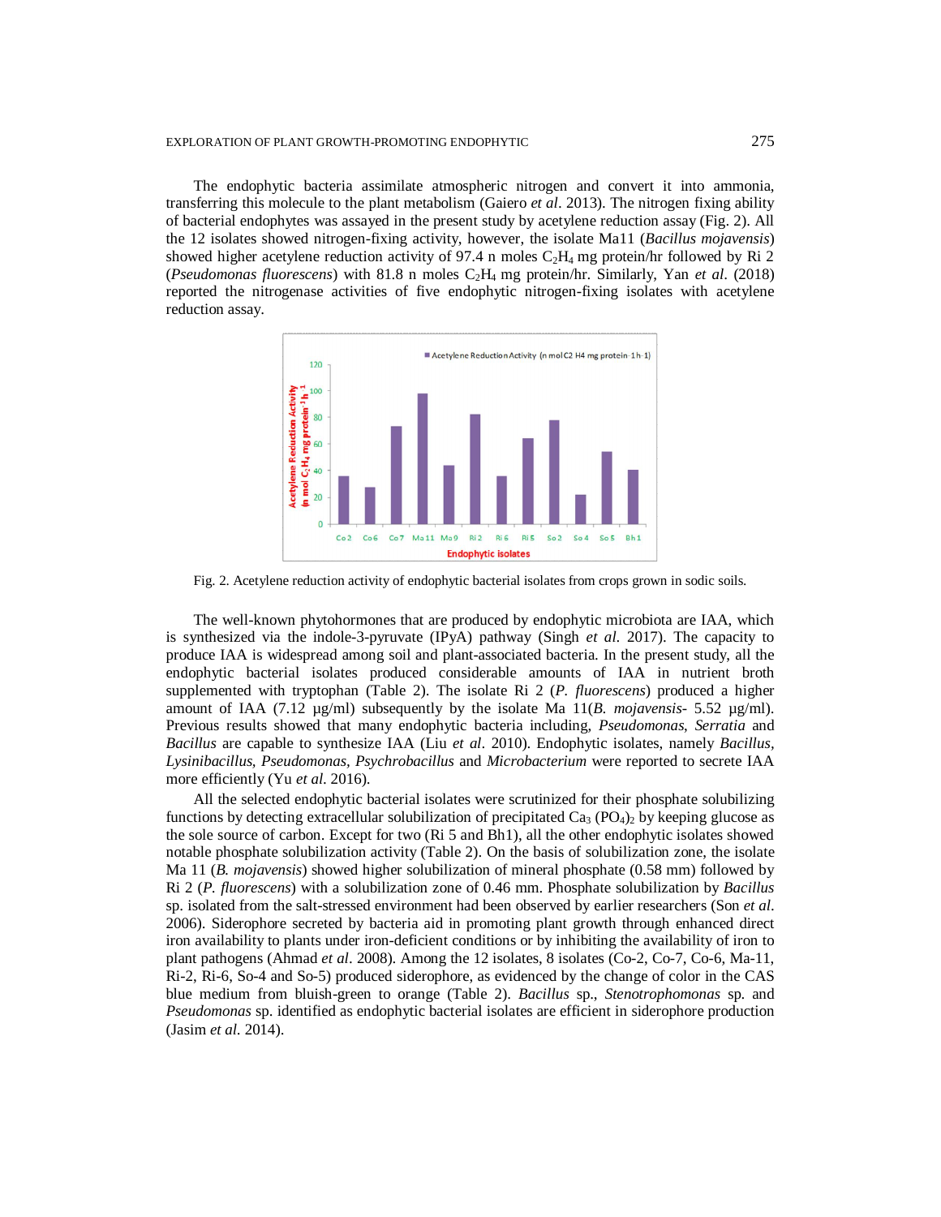The endophytic bacteria assimilate atmospheric nitrogen and convert it into ammonia, transferring this molecule to the plant metabolism (Gaiero *et al*. 2013). The nitrogen fixing ability of bacterial endophytes was assayed in the present study by acetylene reduction assay (Fig. 2). All the 12 isolates showed nitrogen-fixing activity, however, the isolate Ma11 (*Bacillus mojavensis*) showed higher acetylene reduction activity of 97.4 n moles $C_2H_4$ mg protein/hr followed by Ri 2 (*Pseudomonas fluorescens*) with 81.8 n moles $C_2H_4$ mg protein/hr. Similarly, Yan *et al*. (2018) reported the nitrogenase activities of five endophytic nitrogen-fixing isolates with acetylene reduction assay.

Fig. 2. Acetylene reduction activity of endophytic bacterial isolates from crops grown in sodic soils.

The well-known phytohormones that are produced by endophytic microbiota are IAA, which is synthesized via the indole-3-pyruvate (IPyA) pathway (Singh *et al.* 2017). The capacity to produce IAA is widespread among soil and plant-associated bacteria. In the present study, all the endophytic bacterial isolates produced considerable amounts of IAA in nutrient broth supplemented with tryptophan (Table 2). The isolate Ri 2 (*P. fluorescens*) produced a higher amount of IAA (7.12 µg/ml) subsequently by the isolate Ma 11(*B. mojavensis*- 5.52 µg/ml). Previous results showed that many endophytic bacteria including, *Pseudomonas*, *Serratia* and *Bacillus* are capable to synthesize IAA (Liu *et al*. 2010). Endophytic isolates, namely *Bacillus, Lysinibacillus, Pseudomonas, Psychrobacillus* and *Microbacterium* were reported to secrete IAA more efficiently (Yu *et al.* 2016).

All the selected endophytic bacterial isolates were scrutinized for their phosphate solubilizing functions by detecting extracellular solubilization of precipitated $Ca_3(PO_4)_2$ by keeping glucose as the sole source of carbon. Except for two (Ri 5 and Bh1), all the other endophytic isolates showed notable phosphate solubilization activity (Table 2). On the basis of solubilization zone, the isolate Ma 11 (*B. mojavensis*) showed higher solubilization of mineral phosphate (0.58 mm) followed by Ri 2 (*P. fluorescens*) with a solubilization zone of 0.46 mm. Phosphate solubilization by *Bacillus* sp. isolated from the salt-stressed environment had been observed by earlier researchers (Son *et al.* 2006). Siderophore secreted by bacteria aid in promoting plant growth through enhanced direct iron availability to plants under iron-deficient conditions or by inhibiting the availability of iron to plant pathogens (Ahmad *et al*. 2008). Among the 12 isolates, 8 isolates (Co-2, Co-7, Co-6, Ma-11, Ri-2, Ri-6, So-4 and So-5) produced siderophore, as evidenced by the change of color in the CAS blue medium from bluish-green to orange (Table 2). *Bacillus* sp., *Stenotrophomonas* sp. and *Pseudomonas* sp. identified as endophytic bacterial isolates are efficient in siderophore production (Jasim *et al.* 2014).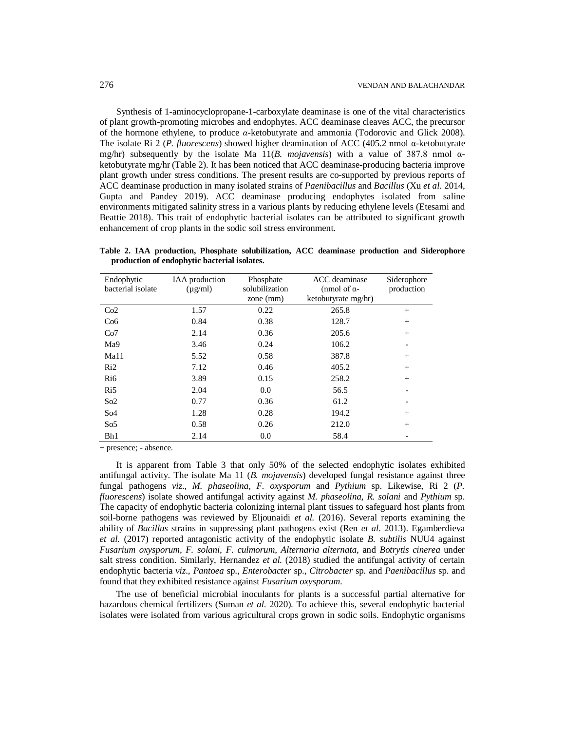Synthesis of 1-aminocyclopropane-1-carboxylate deaminase is one of the vital characteristics of plant growth-promoting microbes and endophytes. ACC deaminase cleaves ACC, the precursor of the hormone ethylene, to produce *α*-ketobutyrate and ammonia (Todorovic and Glick 2008). The isolate Ri 2 (*P. fluorescens*) showed higher deamination of ACC (405.2 nmol α-ketobutyrate mg/hr) subsequently by the isolate Ma 11(*B. mojavensis*) with a value of 387.8 nmol α-ketobutyrate mg/hr (Table 2). It has been noticed that ACC deaminase-producing bacteria improve plant growth under stress conditions. The present results are co-supported by previous reports of ACC deaminase production in many isolated strains of *Paenibacillus* and *Bacillus* (Xu *et al.* 2014, Gupta and Pandey 2019). ACC deaminase producing endophytes isolated from saline environments mitigated salinity stress in a various plants by reducing ethylene levels (Etesami and Beattie 2018). This trait of endophytic bacterial isolates can be attributed to significant growth enhancement of crop plants in the sodic soil stress environment.

**Table 2. IAA production, Phosphate solubilization, ACC deaminase production and Siderophore production of endophytic bacterial isolates.**

| Endophytic bacterial isolate | IAA production (μg/ml) | Phosphate solubilization zone (mm) | ACC deaminase (nmol of α-ketobutyrate mg/hr) | Siderophore production |
|---|---|---|---|---|
| Co2 | 1.57 | 0.22 | 265.8 | + |
| Co6 | 0.84 | 0.38 | 128.7 | + |
| Co7 | 2.14 | 0.36 | 205.6 | + |
| Ma9 | 3.46 | 0.24 | 106.2 | - |
| Ma11 | 5.52 | 0.58 | 387.8 | + |
| Ri2 | 7.12 | 0.46 | 405.2 | + |
| Ri6 | 3.89 | 0.15 | 258.2 | + |
| Ri5 | 2.04 | 0.0 | 56.5 | - |
| So2 | 0.77 | 0.36 | 61.2 | - |
| So4 | 1.28 | 0.28 | 194.2 | + |
| So5 | 0.58 | 0.26 | 212.0 | + |
| Bh1 | 2.14 | 0.0 | 58.4 | - |

+ presence; - absence.

It is apparent from Table 3 that only 50% of the selected endophytic isolates exhibited antifungal activity. The isolate Ma 11 (*B. mojavensis*) developed fungal resistance against three fungal pathogens *viz*., *M. phaseolina, F. oxysporum* and *Pythium* sp. Likewise, Ri 2 (*P. fluorescens*) isolate showed antifungal activity against *M. phaseolina, R. solani* and *Pythium* sp. The capacity of endophytic bacteria colonizing internal plant tissues to safeguard host plants from soil-borne pathogens was reviewed by Eljounaidi *et al.* (2016). Several reports examining the ability of *Bacillus* strains in suppressing plant pathogens exist (Ren *et al*. 2013). Egamberdieva *et al.* (2017) reported antagonistic activity of the endophytic isolate *B. subtilis* NUU4 against *Fusarium oxysporum, F. solani, F. culmorum, Alternaria alternata,* and *Botrytis cinerea* under salt stress condition. Similarly, Hernandez *et al.* (2018) studied the antifungal activity of certain endophytic bacteria *viz*., *Pantoea* sp., *Enterobacter* sp., *Citrobacter* sp. and *Paenibacillus* sp. and found that they exhibited resistance against *Fusarium oxysporum*.

The use of beneficial microbial inoculants for plants is a successful partial alternative for hazardous chemical fertilizers (Suman *et al*. 2020). To achieve this, several endophytic bacterial isolates were isolated from various agricultural crops grown in sodic soils. Endophytic organisms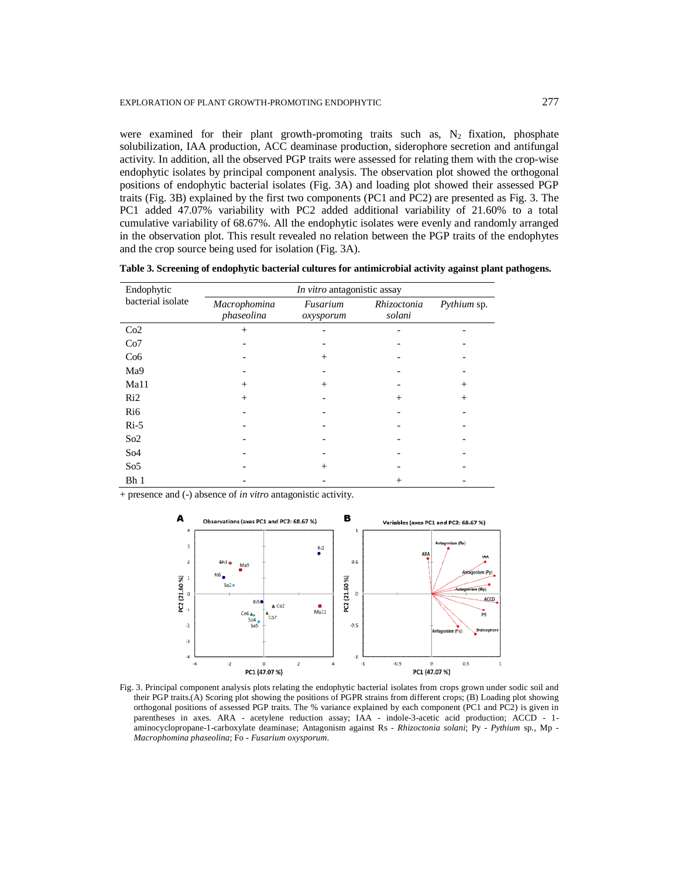were examined for their plant growth-promoting traits such as, $N_2$ fixation, phosphate solubilization, IAA production, ACC deaminase production, siderophore secretion and antifungal activity. In addition, all the observed PGP traits were assessed for relating them with the crop-wise endophytic isolates by principal component analysis. The observation plot showed the orthogonal positions of endophytic bacterial isolates (Fig. 3A) and loading plot showed their assessed PGP traits (Fig. 3B) explained by the first two components (PC1 and PC2) are presented as Fig. 3. The PC1 added 47.07% variability with PC2 added additional variability of 21.60% to a total cumulative variability of 68.67%. All the endophytic isolates were evenly and randomly arranged in the observation plot. This result revealed no relation between the PGP traits of the endophytes and the crop source being used for isolation (Fig. 3A).

**Table 3. Screening of endophytic bacterial cultures for antimicrobial activity against plant pathogens.**

| Endophytic bacterial isolate | *In vitro* antagonistic assay | | | |
|---|---|---|---|---|
| | *Macrophomina phaseolina* | *Fusarium oxysporum* | *Rhizoctonia solani* | *Pythium* sp. |
| Co2 | + | - | - | - |
| Co7 | - | - | - | - |
| Co6 | - | + | - | - |
| Ma9 | - | - | - | - |
| Ma11 | + | + | - | + |
| Ri2 | + | - | + | + |
| Ri6 | - | - | - | - |
| Ri-5 | - | - | - | - |
| So2 | - | - | - | - |
| So4 | - | - | - | - |
| So5 | - | + | - | - |
| Bh 1 | - | - | + | - |

+ presence and (-) absence of *in vitro* antagonistic activity.

Fig. 3. Principal component analysis plots relating the endophytic bacterial isolates from crops grown under sodic soil and their PGP traits.(A) Scoring plot showing the positions of PGPR strains from different crops; (B) Loading plot showing orthogonal positions of assessed PGP traits. The % variance explained by each component (PC1 and PC2) is given in parentheses in axes. ARA - acetylene reduction assay; IAA - indole-3-acetic acid production; ACCD - 1-aminocyclopropane-1-carboxylate deaminase; Antagonism against Rs - *Rhizoctonia solani*; Py - *Pythium* sp., Mp - *Macrophomina phaseolina*; Fo - *Fusarium oxysporum*.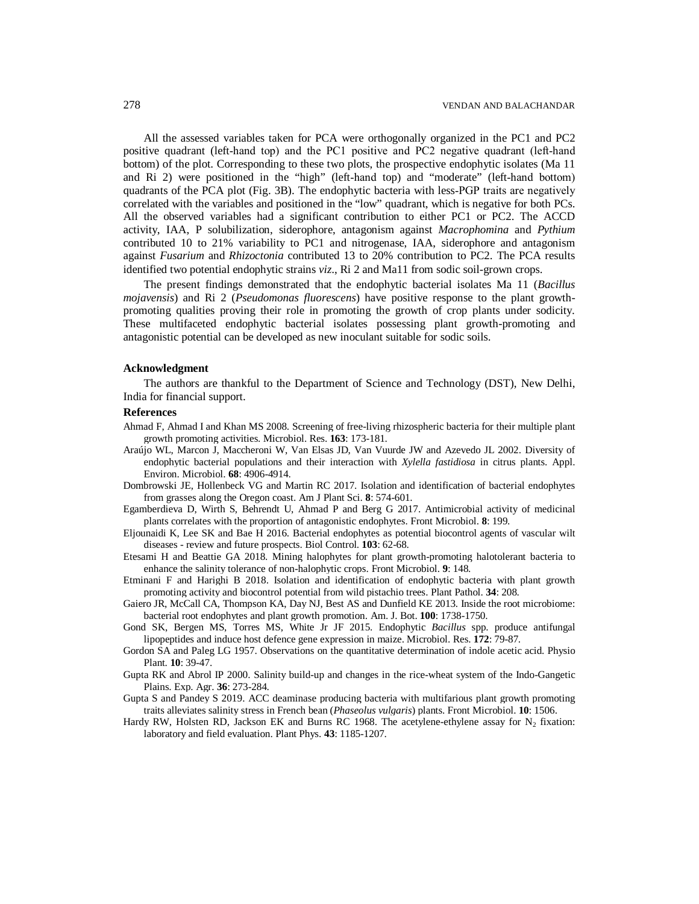All the assessed variables taken for PCA were orthogonally organized in the PC1 and PC2 positive quadrant (left-hand top) and the PC1 positive and PC2 negative quadrant (left-hand bottom) of the plot. Corresponding to these two plots, the prospective endophytic isolates (Ma 11 and Ri 2) were positioned in the "high" (left-hand top) and "moderate" (left-hand bottom) quadrants of the PCA plot (Fig. 3B). The endophytic bacteria with less-PGP traits are negatively correlated with the variables and positioned in the "low" quadrant, which is negative for both PCs. All the observed variables had a significant contribution to either PC1 or PC2. The ACCD activity, IAA, P solubilization, siderophore, antagonism against *Macrophomina* and *Pythium* contributed 10 to 21% variability to PC1 and nitrogenase, IAA, siderophore and antagonism against *Fusarium* and *Rhizoctonia* contributed 13 to 20% contribution to PC2. The PCA results identified two potential endophytic strains *viz*., Ri 2 and Ma11 from sodic soil-grown crops.

The present findings demonstrated that the endophytic bacterial isolates Ma 11 (*Bacillus mojavensis*) and Ri 2 (*Pseudomonas fluorescens*) have positive response to the plant growth-promoting qualities proving their role in promoting the growth of crop plants under sodicity. These multifaceted endophytic bacterial isolates possessing plant growth-promoting and antagonistic potential can be developed as new inoculant suitable for sodic soils.

### Acknowledgment

The authors are thankful to the Department of Science and Technology (DST), New Delhi, India for financial support.

### References

Ahmad F, Ahmad I and Khan MS 2008. Screening of free-living rhizospheric bacteria for their multiple plant growth promoting activities. Microbiol. Res. **163**: 173-181.

Araújo WL, Marcon J, Maccheroni W, Van Elsas JD, Van Vuurde JW and Azevedo JL 2002. Diversity of endophytic bacterial populations and their interaction with *Xylella fastidiosa* in citrus plants. Appl. Environ. Microbiol. **68**: 4906-4914.

Dombrowski JE, Hollenbeck VG and Martin RC 2017. Isolation and identification of bacterial endophytes from grasses along the Oregon coast. Am J Plant Sci. **8**: 574-601.

Egamberdieva D, Wirth S, Behrendt U, Ahmad P and Berg G 2017. Antimicrobial activity of medicinal plants correlates with the proportion of antagonistic endophytes. Front Microbiol. **8**: 199.

Eljounaidi K, Lee SK and Bae H 2016. Bacterial endophytes as potential biocontrol agents of vascular wilt diseases - review and future prospects. Biol Control. **103**: 62-68.

Etesami H and Beattie GA 2018. Mining halophytes for plant growth-promoting halotolerant bacteria to enhance the salinity tolerance of non-halophytic crops. Front Microbiol. **9**: 148.

Etminani F and Harighi B 2018. Isolation and identification of endophytic bacteria with plant growth promoting activity and biocontrol potential from wild pistachio trees. Plant Pathol. **34**: 208.

Gaiero JR, McCall CA, Thompson KA, Day NJ, Best AS and Dunfield KE 2013. Inside the root microbiome: bacterial root endophytes and plant growth promotion. Am. J. Bot. **100**: 1738-1750.

Gond SK, Bergen MS, Torres MS, White Jr JF 2015. Endophytic *Bacillus* spp. produce antifungal lipopeptides and induce host defence gene expression in maize. Microbiol. Res. **172**: 79-87.

Gordon SA and Paleg LG 1957. Observations on the quantitative determination of indole acetic acid. Physio Plant. **10**: 39-47.

Gupta RK and Abrol IP 2000. Salinity build-up and changes in the rice-wheat system of the Indo-Gangetic Plains. Exp. Agr. **36**: 273-284.

Gupta S and Pandey S 2019. ACC deaminase producing bacteria with multifarious plant growth promoting traits alleviates salinity stress in French bean (*Phaseolus vulgaris*) plants. Front Microbiol. **10**: 1506.

Hardy RW, Holsten RD, Jackson EK and Burns RC 1968. The acetylene-ethylene assay for $N_2$ fixation: laboratory and field evaluation. Plant Phys. **43**: 1185-1207.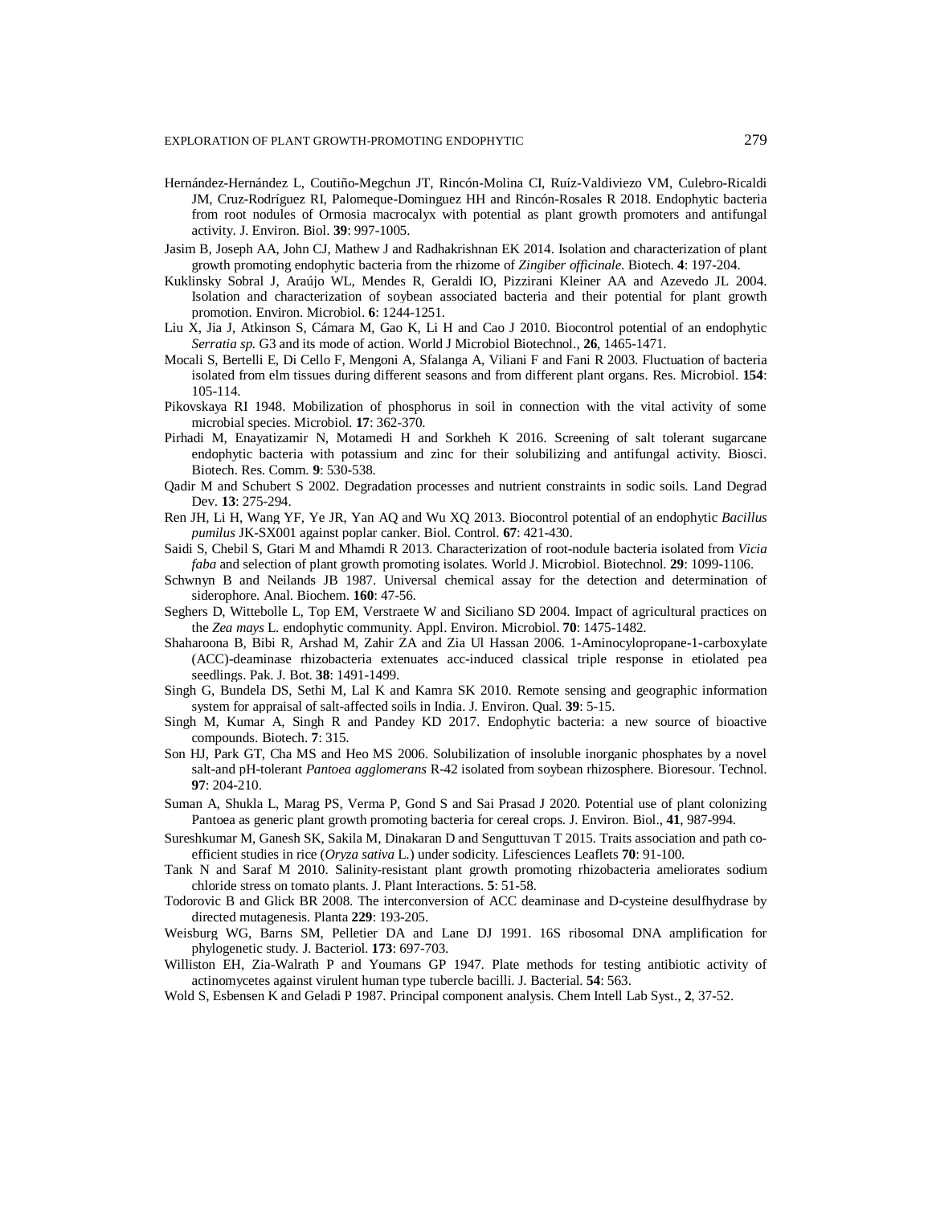Hernández-Hernández L, Coutiño-Megchun JT, Rincón-Molina CI, Ruíz-Valdiviezo VM, Culebro-Ricaldi JM, Cruz-Rodríguez RI, Palomeque-Dominguez HH and Rincón-Rosales R 2018. Endophytic bacteria from root nodules of Ormosia macrocalyx with potential as plant growth promoters and antifungal activity. J. Environ. Biol. **39**: 997-1005.

Jasim B, Joseph AA, John CJ, Mathew J and Radhakrishnan EK 2014. Isolation and characterization of plant growth promoting endophytic bacteria from the rhizome of *Zingiber officinale.* Biotech. **4**: 197-204.

Kuklinsky Sobral J, Araújo WL, Mendes R, Geraldi IO, Pizzirani Kleiner AA and Azevedo JL 2004. Isolation and characterization of soybean associated bacteria and their potential for plant growth promotion. Environ. Microbiol. **6**: 1244-1251.

Liu X, Jia J, Atkinson S, Cámara M, Gao K, Li H and Cao J 2010. Biocontrol potential of an endophytic *Serratia sp.* G3 and its mode of action. World J Microbiol Biotechnol., **26**, 1465-1471.

Mocali S, Bertelli E, Di Cello F, Mengoni A, Sfalanga A, Viliani F and Fani R 2003. Fluctuation of bacteria isolated from elm tissues during different seasons and from different plant organs. Res. Microbiol. **154**: 105-114.

Pikovskaya RI 1948. Mobilization of phosphorus in soil in connection with the vital activity of some microbial species. Microbiol. **17**: 362-370.

Pirhadi M, Enayatizamir N, Motamedi H and Sorkheh K 2016. Screening of salt tolerant sugarcane endophytic bacteria with potassium and zinc for their solubilizing and antifungal activity. Biosci. Biotech. Res. Comm. **9**: 530-538.

Qadir M and Schubert S 2002. Degradation processes and nutrient constraints in sodic soils. Land Degrad Dev. **13**: 275-294.

Ren JH, Li H, Wang YF, Ye JR, Yan AQ and Wu XQ 2013. Biocontrol potential of an endophytic *Bacillus pumilus* JK-SX001 against poplar canker. Biol. Control. **67**: 421-430.

Saidi S, Chebil S, Gtari M and Mhamdi R 2013. Characterization of root-nodule bacteria isolated from *Vicia faba* and selection of plant growth promoting isolates. World J. Microbiol. Biotechnol. **29**: 1099-1106.

Schwnyn B and Neilands JB 1987. Universal chemical assay for the detection and determination of siderophore. Anal. Biochem. **160**: 47-56.

Seghers D, Wittebolle L, Top EM, Verstraete W and Siciliano SD 2004. Impact of agricultural practices on the *Zea mays* L. endophytic community. Appl. Environ. Microbiol. **70**: 1475-1482.

Shaharoona B, Bibi R, Arshad M, Zahir ZA and Zia Ul Hassan 2006. 1-Aminocylopropane-1-carboxylate (ACC)-deaminase rhizobacteria extenuates acc-induced classical triple response in etiolated pea seedlings. Pak. J. Bot. **38**: 1491-1499.

Singh G, Bundela DS, Sethi M, Lal K and Kamra SK 2010. Remote sensing and geographic information system for appraisal of salt-affected soils in India. J. Environ. Qual. **39**: 5-15.

Singh M, Kumar A, Singh R and Pandey KD 2017. Endophytic bacteria: a new source of bioactive compounds. Biotech. **7**: 315.

Son HJ, Park GT, Cha MS and Heo MS 2006. Solubilization of insoluble inorganic phosphates by a novel salt-and pH-tolerant *Pantoea agglomerans* R-42 isolated from soybean rhizosphere. Bioresour. Technol. **97**: 204-210.

Suman A, Shukla L, Marag PS, Verma P, Gond S and Sai Prasad J 2020. Potential use of plant colonizing Pantoea as generic plant growth promoting bacteria for cereal crops. J. Environ. Biol., **41**, 987-994.

Sureshkumar M, Ganesh SK, Sakila M, Dinakaran D and Senguttuvan T 2015. Traits association and path co-efficient studies in rice (*Oryza sativa* L.) under sodicity. Lifesciences Leaflets **70**: 91-100.

Tank N and Saraf M 2010. Salinity-resistant plant growth promoting rhizobacteria ameliorates sodium chloride stress on tomato plants. J. Plant Interactions. **5**: 51-58.

Todorovic B and Glick BR 2008. The interconversion of ACC deaminase and D-cysteine desulfhydrase by directed mutagenesis. Planta **229**: 193-205.

Weisburg WG, Barns SM, Pelletier DA and Lane DJ 1991. 16S ribosomal DNA amplification for phylogenetic study. J. Bacteriol. **173**: 697-703.

Williston EH, Zia-Walrath P and Youmans GP 1947. Plate methods for testing antibiotic activity of actinomycetes against virulent human type tubercle bacilli. J. Bacterial. **54**: 563.

Wold S, Esbensen K and Geladi P 1987. Principal component analysis. Chem Intell Lab Syst., **2**, 37-52.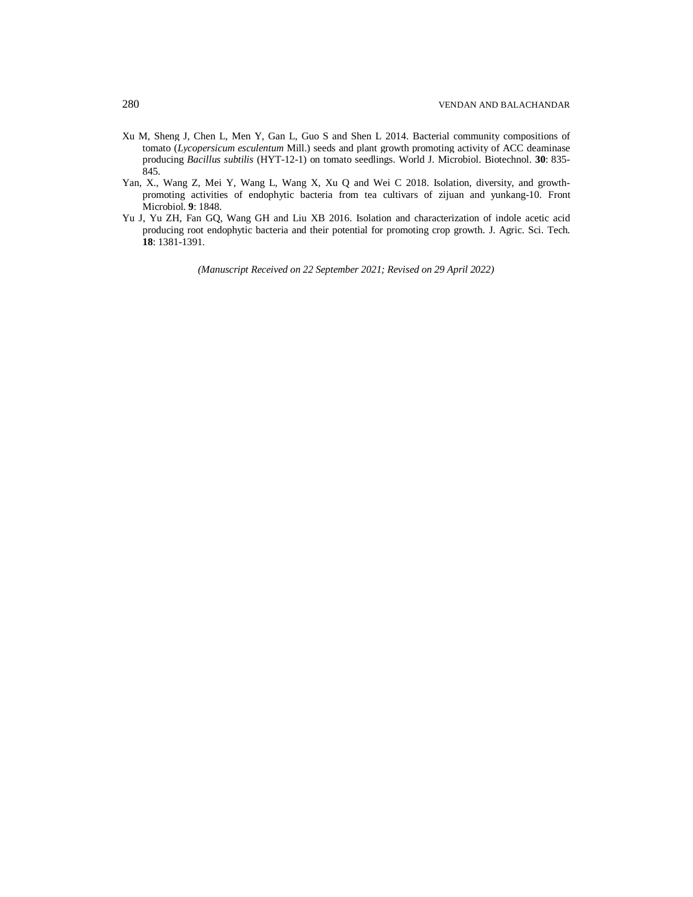Xu M, Sheng J, Chen L, Men Y, Gan L, Guo S and Shen L 2014. Bacterial community compositions of tomato (*Lycopersicum esculentum* Mill.) seeds and plant growth promoting activity of ACC deaminase producing *Bacillus subtilis* (HYT-12-1) on tomato seedlings. World J. Microbiol. Biotechnol. **30**: 835-845.

Yan, X., Wang Z, Mei Y, Wang L, Wang X, Xu Q and Wei C 2018. Isolation, diversity, and growth-promoting activities of endophytic bacteria from tea cultivars of zijuan and yunkang-10. Front Microbiol. **9**: 1848.

Yu J, Yu ZH, Fan GQ, Wang GH and Liu XB 2016. Isolation and characterization of indole acetic acid producing root endophytic bacteria and their potential for promoting crop growth. J. Agric. Sci. Tech. **18**: 1381-1391.

*(Manuscript Received on 22 September 2021; Revised on 29 April 2022)*